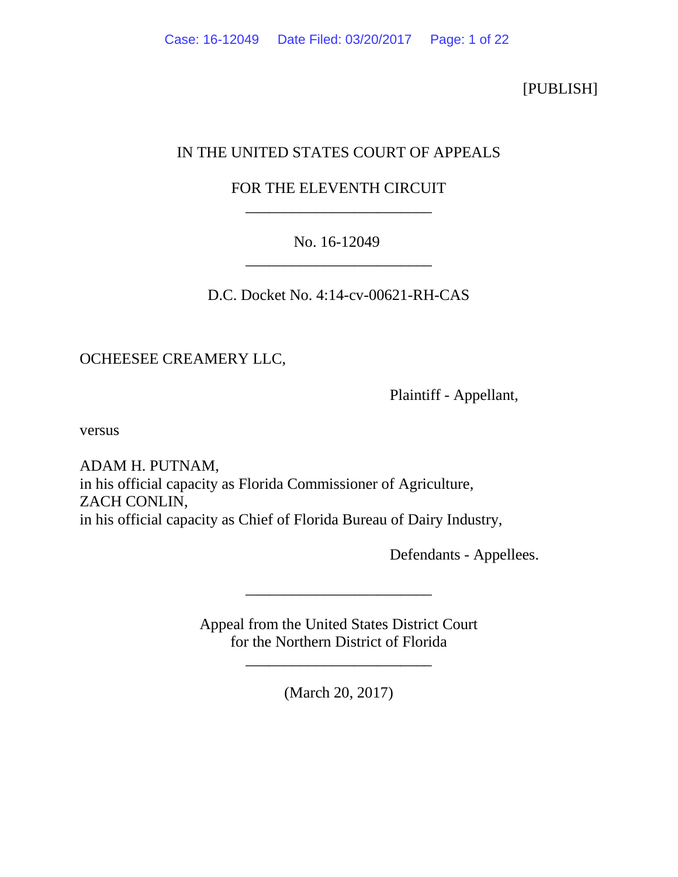[PUBLISH]

IN THE UNITED STATES COURT OF APPEALS

FOR THE ELEVENTH CIRCUIT

________________________

No. 16-12049

________________________

D.C. Docket No. 4:14-cv-00621-RH-CAS

OCHEESEE CREAMERY LLC,

Plaintiff - Appellant,

versus

ADAM H. PUTNAM,
in his official capacity as Florida Commissioner of Agriculture,
ZACH CONLIN,
in his official capacity as Chief of Florida Bureau of Dairy Industry,

Defendants - Appellees.

________________________

Appeal from the United States District Court
for the Northern District of Florida

________________________

(March 20, 2017)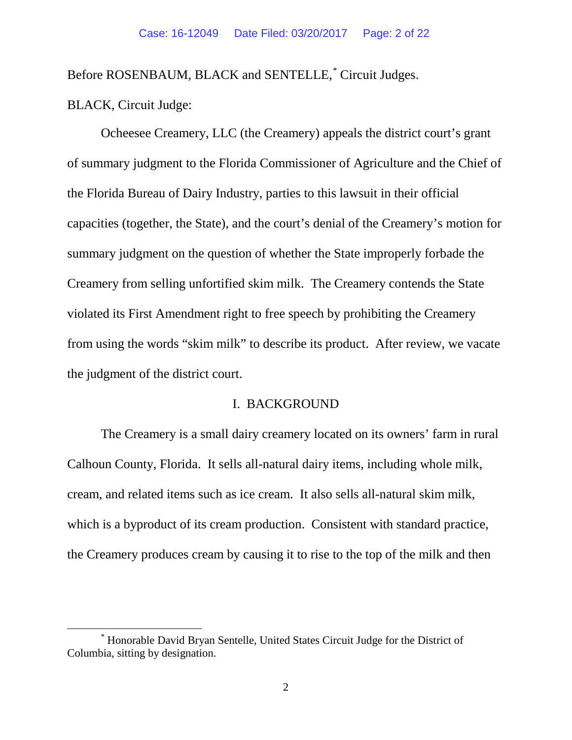Before ROSENBAUM, BLACK and SENTELLE,[*] Circuit Judges.

BLACK, Circuit Judge:

Ocheesee Creamery, LLC (the Creamery) appeals the district court's grant of summary judgment to the Florida Commissioner of Agriculture and the Chief of the Florida Bureau of Dairy Industry, parties to this lawsuit in their official capacities (together, the State), and the court's denial of the Creamery's motion for summary judgment on the question of whether the State improperly forbade the Creamery from selling unfortified skim milk. The Creamery contends the State violated its First Amendment right to free speech by prohibiting the Creamery from using the words "skim milk" to describe its product. After review, we vacate the judgment of the district court.

## I. BACKGROUND

The Creamery is a small dairy creamery located on its owners' farm in rural Calhoun County, Florida. It sells all-natural dairy items, including whole milk, cream, and related items such as ice cream. It also sells all-natural skim milk, which is a byproduct of its cream production. Consistent with standard practice, the Creamery produces cream by causing it to rise to the top of the milk and then

---

[*] Honorable David Bryan Sentelle, United States Circuit Judge for the District of Columbia, sitting by designation.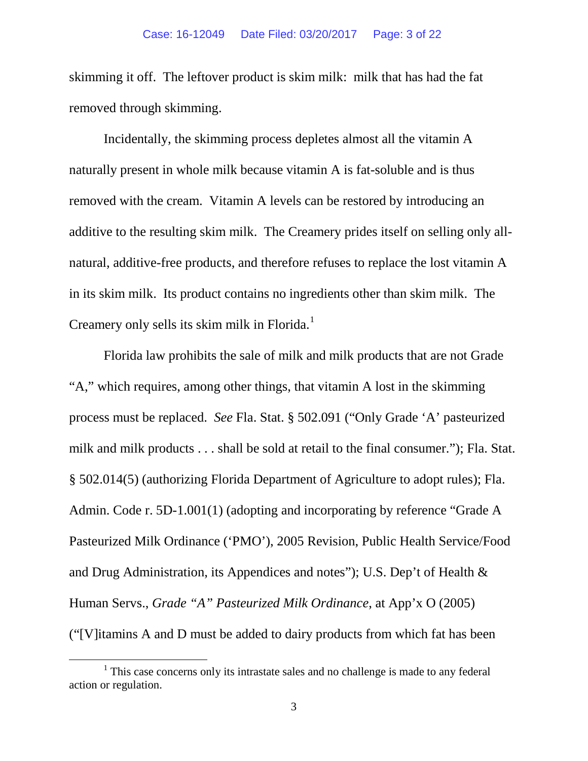skimming it off. The leftover product is skim milk: milk that has had the fat removed through skimming.

Incidentally, the skimming process depletes almost all the vitamin A naturally present in whole milk because vitamin A is fat-soluble and is thus removed with the cream. Vitamin A levels can be restored by introducing an additive to the resulting skim milk. The Creamery prides itself on selling only all-natural, additive-free products, and therefore refuses to replace the lost vitamin A in its skim milk. Its product contains no ingredients other than skim milk. The Creamery only sells its skim milk in Florida.[1]

Florida law prohibits the sale of milk and milk products that are not Grade "A," which requires, among other things, that vitamin A lost in the skimming process must be replaced. *See* Fla. Stat. § 502.091 ("Only Grade 'A' pasteurized milk and milk products . . . shall be sold at retail to the final consumer."); Fla. Stat. § 502.014(5) (authorizing Florida Department of Agriculture to adopt rules); Fla. Admin. Code r. 5D-1.001(1) (adopting and incorporating by reference "Grade A Pasteurized Milk Ordinance ('PMO'), 2005 Revision, Public Health Service/Food and Drug Administration, its Appendices and notes"); U.S. Dep't of Health & Human Servs., *Grade "A" Pasteurized Milk Ordinance*, at App'x O (2005) ("[V]itamins A and D must be added to dairy products from which fat has been

[1] This case concerns only its intrastate sales and no challenge is made to any federal action or regulation.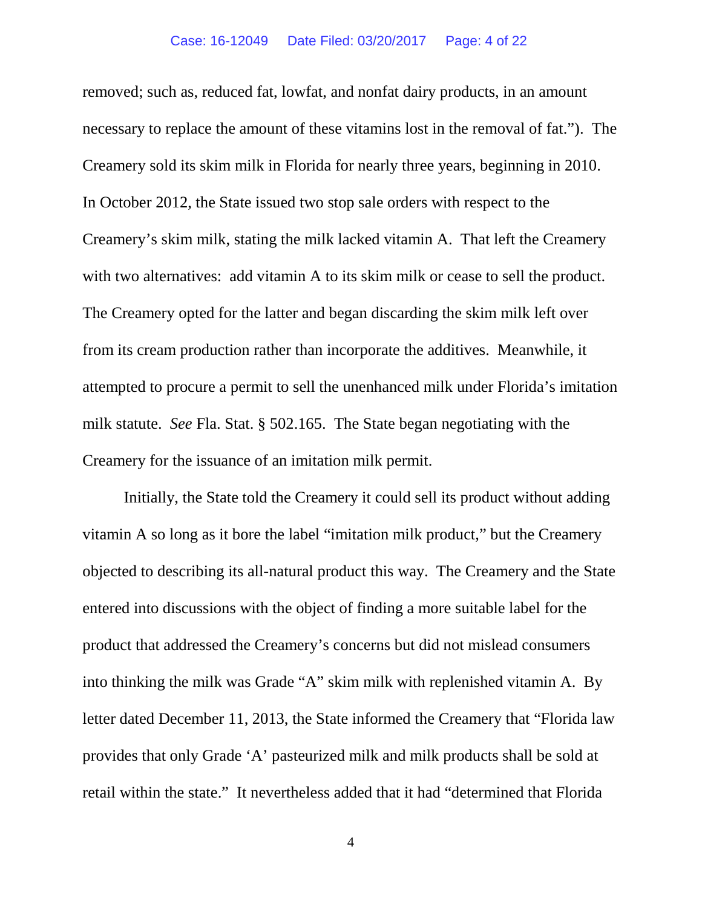removed; such as, reduced fat, lowfat, and nonfat dairy products, in an amount necessary to replace the amount of these vitamins lost in the removal of fat."). The Creamery sold its skim milk in Florida for nearly three years, beginning in 2010. In October 2012, the State issued two stop sale orders with respect to the Creamery's skim milk, stating the milk lacked vitamin A. That left the Creamery with two alternatives: add vitamin A to its skim milk or cease to sell the product. The Creamery opted for the latter and began discarding the skim milk left over from its cream production rather than incorporate the additives. Meanwhile, it attempted to procure a permit to sell the unenhanced milk under Florida's imitation milk statute. *See* Fla. Stat. § 502.165. The State began negotiating with the Creamery for the issuance of an imitation milk permit.

Initially, the State told the Creamery it could sell its product without adding vitamin A so long as it bore the label "imitation milk product," but the Creamery objected to describing its all-natural product this way. The Creamery and the State entered into discussions with the object of finding a more suitable label for the product that addressed the Creamery's concerns but did not mislead consumers into thinking the milk was Grade "A" skim milk with replenished vitamin A. By letter dated December 11, 2013, the State informed the Creamery that "Florida law provides that only Grade 'A' pasteurized milk and milk products shall be sold at retail within the state." It nevertheless added that it had "determined that Florida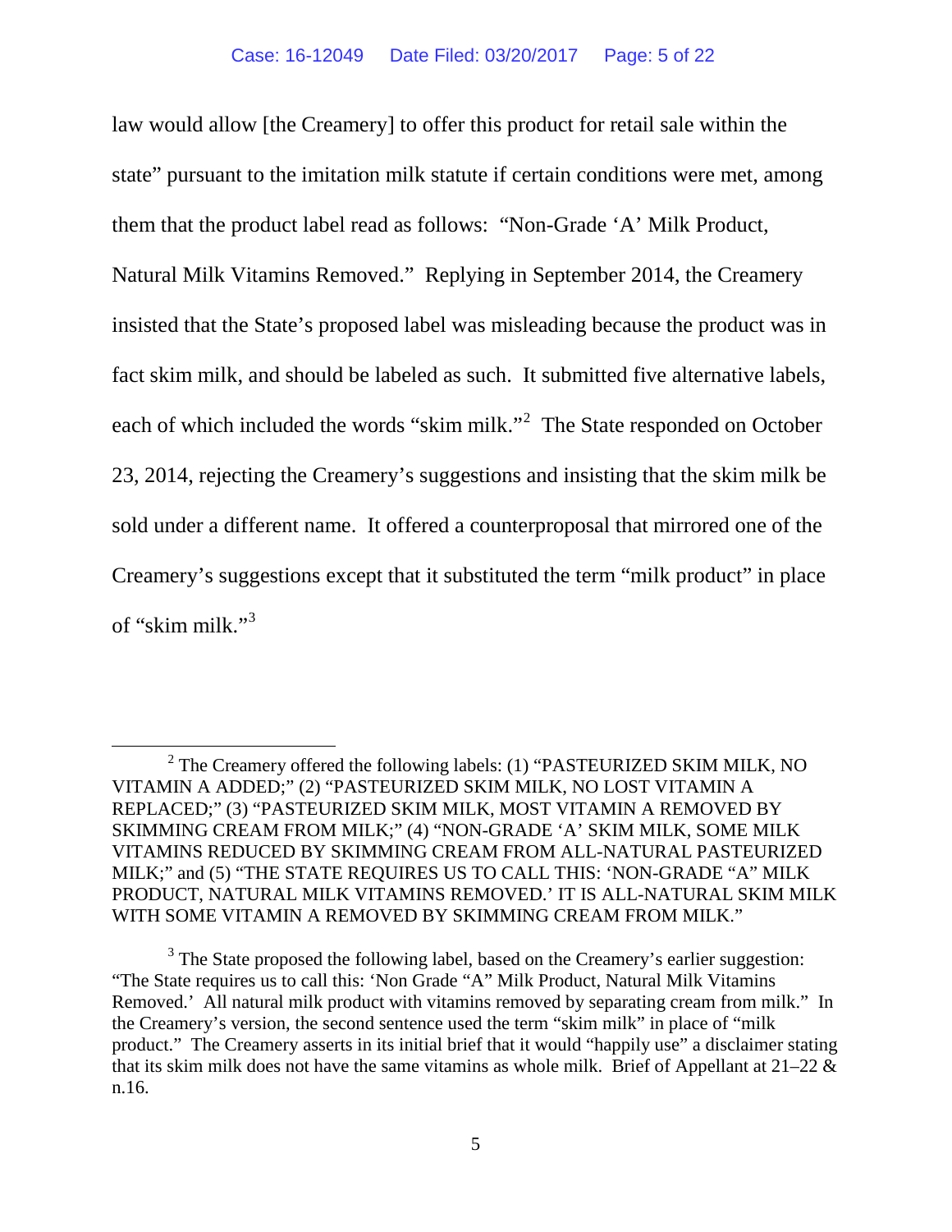law would allow [the Creamery] to offer this product for retail sale within the state" pursuant to the imitation milk statute if certain conditions were met, among them that the product label read as follows: "Non-Grade 'A' Milk Product, Natural Milk Vitamins Removed." Replying in September 2014, the Creamery insisted that the State's proposed label was misleading because the product was in fact skim milk, and should be labeled as such. It submitted five alternative labels, each of which included the words "skim milk."[2] The State responded on October 23, 2014, rejecting the Creamery's suggestions and insisting that the skim milk be sold under a different name. It offered a counterproposal that mirrored one of the Creamery's suggestions except that it substituted the term "milk product" in place of "skim milk."[3]

---

[2] The Creamery offered the following labels: (1) "PASTEURIZED SKIM MILK, NO VITAMIN A ADDED;" (2) "PASTEURIZED SKIM MILK, NO LOST VITAMIN A REPLACED;" (3) "PASTEURIZED SKIM MILK, MOST VITAMIN A REMOVED BY SKIMMING CREAM FROM MILK;" (4) "NON-GRADE 'A' SKIM MILK, SOME MILK VITAMINS REDUCED BY SKIMMING CREAM FROM ALL-NATURAL PASTEURIZED MILK;" and (5) "THE STATE REQUIRES US TO CALL THIS: 'NON-GRADE "A" MILK PRODUCT, NATURAL MILK VITAMINS REMOVED.' IT IS ALL-NATURAL SKIM MILK WITH SOME VITAMIN A REMOVED BY SKIMMING CREAM FROM MILK."

[3] The State proposed the following label, based on the Creamery's earlier suggestion: "The State requires us to call this: 'Non Grade "A" Milk Product, Natural Milk Vitamins Removed.' All natural milk product with vitamins removed by separating cream from milk." In the Creamery's version, the second sentence used the term "skim milk" in place of "milk product." The Creamery asserts in its initial brief that it would "happily use" a disclaimer stating that its skim milk does not have the same vitamins as whole milk. Brief of Appellant at 21–22 & n.16.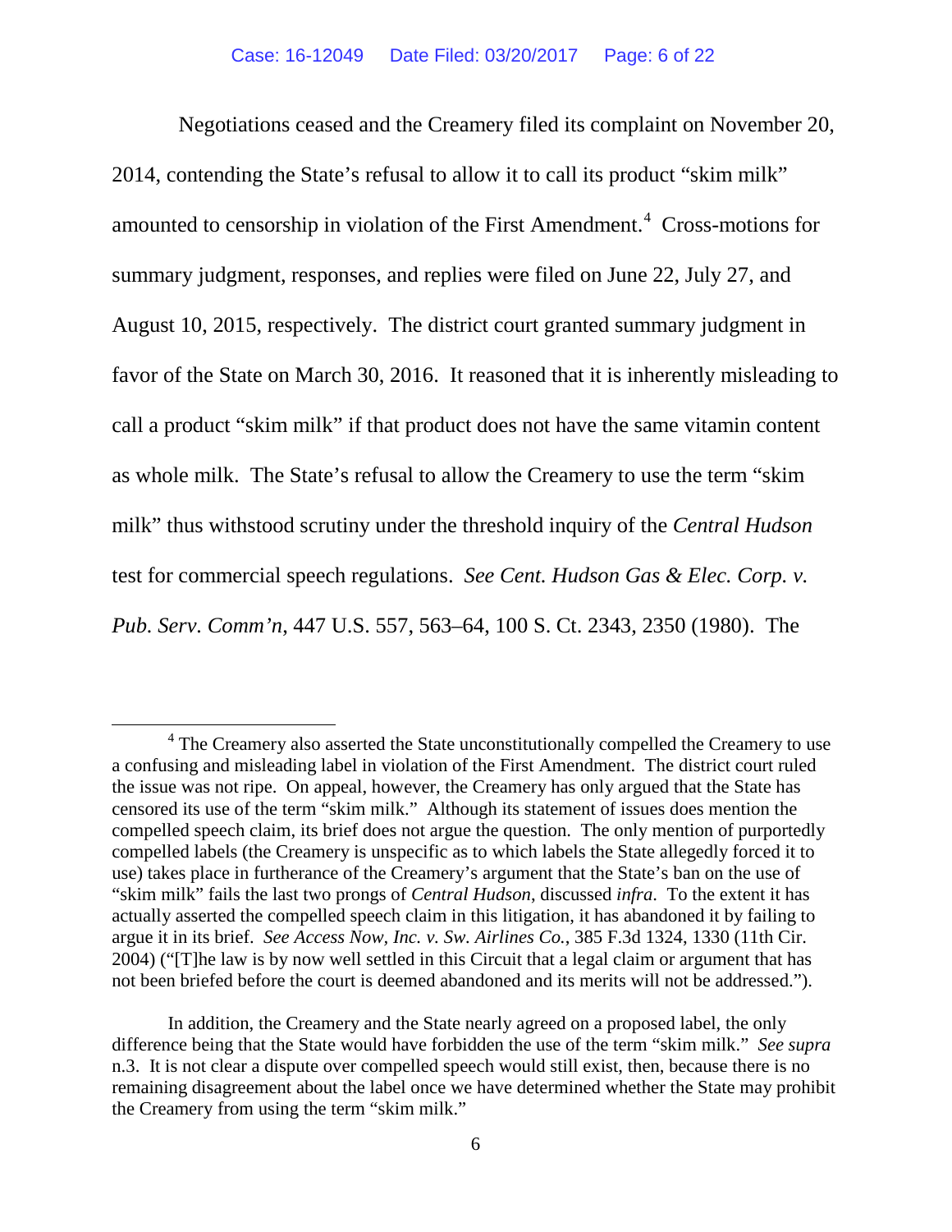Negotiations ceased and the Creamery filed its complaint on November 20, 2014, contending the State's refusal to allow it to call its product "skim milk" amounted to censorship in violation of the First Amendment.[4] Cross-motions for summary judgment, responses, and replies were filed on June 22, July 27, and August 10, 2015, respectively. The district court granted summary judgment in favor of the State on March 30, 2016. It reasoned that it is inherently misleading to call a product "skim milk" if that product does not have the same vitamin content as whole milk. The State's refusal to allow the Creamery to use the term "skim milk" thus withstood scrutiny under the threshold inquiry of the *Central Hudson* test for commercial speech regulations. *See Cent. Hudson Gas & Elec. Corp. v. Pub. Serv. Comm'n*, 447 U.S. 557, 563–64, 100 S. Ct. 2343, 2350 (1980). The

---

[4] The Creamery also asserted the State unconstitutionally compelled the Creamery to use a confusing and misleading label in violation of the First Amendment. The district court ruled the issue was not ripe. On appeal, however, the Creamery has only argued that the State has censored its use of the term "skim milk." Although its statement of issues does mention the compelled speech claim, its brief does not argue the question. The only mention of purportedly compelled labels (the Creamery is unspecific as to which labels the State allegedly forced it to use) takes place in furtherance of the Creamery's argument that the State's ban on the use of "skim milk" fails the last two prongs of *Central Hudson*, discussed *infra*. To the extent it has actually asserted the compelled speech claim in this litigation, it has abandoned it by failing to argue it in its brief. *See Access Now, Inc. v. Sw. Airlines Co.*, 385 F.3d 1324, 1330 (11th Cir. 2004) ("[T]he law is by now well settled in this Circuit that a legal claim or argument that has not been briefed before the court is deemed abandoned and its merits will not be addressed.").

In addition, the Creamery and the State nearly agreed on a proposed label, the only difference being that the State would have forbidden the use of the term "skim milk." *See supra* n.3. It is not clear a dispute over compelled speech would still exist, then, because there is no remaining disagreement about the label once we have determined whether the State may prohibit the Creamery from using the term "skim milk."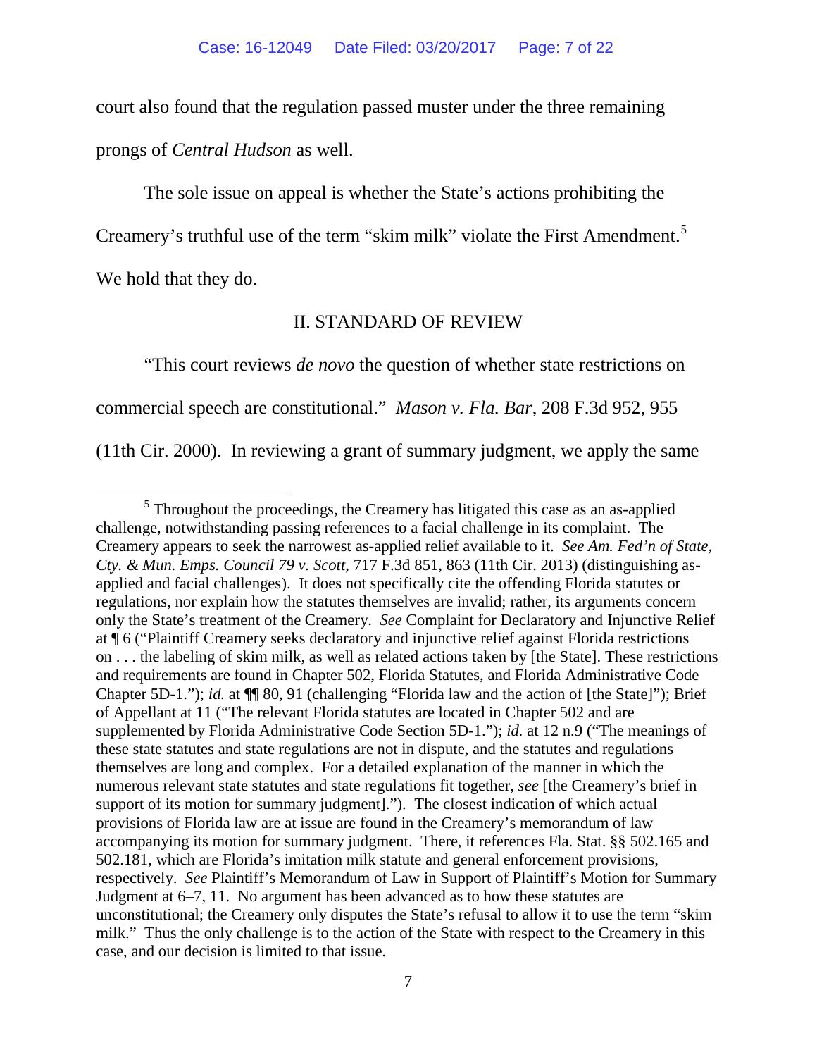court also found that the regulation passed muster under the three remaining prongs of *Central Hudson* as well.

The sole issue on appeal is whether the State's actions prohibiting the Creamery's truthful use of the term "skim milk" violate the First Amendment.[5] We hold that they do.

## II. STANDARD OF REVIEW

"This court reviews *de novo* the question of whether state restrictions on commercial speech are constitutional." *Mason v. Fla. Bar*, 208 F.3d 952, 955 (11th Cir. 2000). In reviewing a grant of summary judgment, we apply the same

---

[5] Throughout the proceedings, the Creamery has litigated this case as an as-applied challenge, notwithstanding passing references to a facial challenge in its complaint. The Creamery appears to seek the narrowest as-applied relief available to it. *See Am. Fed'n of State, Cty. & Mun. Emps. Council 79 v. Scott*, 717 F.3d 851, 863 (11th Cir. 2013) (distinguishing as-applied and facial challenges). It does not specifically cite the offending Florida statutes or regulations, nor explain how the statutes themselves are invalid; rather, its arguments concern only the State's treatment of the Creamery. *See* Complaint for Declaratory and Injunctive Relief at ¶ 6 ("Plaintiff Creamery seeks declaratory and injunctive relief against Florida restrictions on . . . the labeling of skim milk, as well as related actions taken by [the State]. These restrictions and requirements are found in Chapter 502, Florida Statutes, and Florida Administrative Code Chapter 5D-1."); *id.* at ¶¶ 80, 91 (challenging "Florida law and the action of [the State]"); Brief of Appellant at 11 ("The relevant Florida statutes are located in Chapter 502 and are supplemented by Florida Administrative Code Section 5D-1."); *id.* at 12 n.9 ("The meanings of these state statutes and state regulations are not in dispute, and the statutes and regulations themselves are long and complex. For a detailed explanation of the manner in which the numerous relevant state statutes and state regulations fit together, *see* [the Creamery's brief in support of its motion for summary judgment]."). The closest indication of which actual provisions of Florida law are at issue are found in the Creamery's memorandum of law accompanying its motion for summary judgment. There, it references Fla. Stat. §§ 502.165 and 502.181, which are Florida's imitation milk statute and general enforcement provisions, respectively. *See* Plaintiff's Memorandum of Law in Support of Plaintiff's Motion for Summary Judgment at 6–7, 11. No argument has been advanced as to how these statutes are unconstitutional; the Creamery only disputes the State's refusal to allow it to use the term "skim milk." Thus the only challenge is to the action of the State with respect to the Creamery in this case, and our decision is limited to that issue.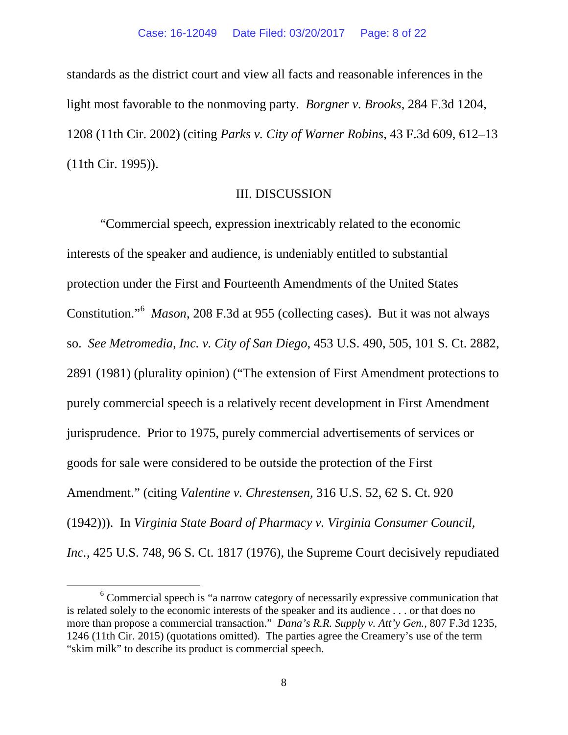standards as the district court and view all facts and reasonable inferences in the light most favorable to the nonmoving party. *Borgner v. Brooks*, 284 F.3d 1204, 1208 (11th Cir. 2002) (citing *Parks v. City of Warner Robins*, 43 F.3d 609, 612–13 (11th Cir. 1995)).

## III. DISCUSSION

"Commercial speech, expression inextricably related to the economic interests of the speaker and audience, is undeniably entitled to substantial protection under the First and Fourteenth Amendments of the United States Constitution."[6] *Mason*, 208 F.3d at 955 (collecting cases). But it was not always so. *See Metromedia, Inc. v. City of San Diego*, 453 U.S. 490, 505, 101 S. Ct. 2882, 2891 (1981) (plurality opinion) ("The extension of First Amendment protections to purely commercial speech is a relatively recent development in First Amendment jurisprudence. Prior to 1975, purely commercial advertisements of services or goods for sale were considered to be outside the protection of the First Amendment." (citing *Valentine v. Chrestensen*, 316 U.S. 52, 62 S. Ct. 920 (1942))). In *Virginia State Board of Pharmacy v. Virginia Consumer Council, Inc.*, 425 U.S. 748, 96 S. Ct. 1817 (1976), the Supreme Court decisively repudiated

---

[6] Commercial speech is "a narrow category of necessarily expressive communication that is related solely to the economic interests of the speaker and its audience . . . or that does no more than propose a commercial transaction." *Dana's R.R. Supply v. Att'y Gen.*, 807 F.3d 1235, 1246 (11th Cir. 2015) (quotations omitted). The parties agree the Creamery's use of the term "skim milk" to describe its product is commercial speech.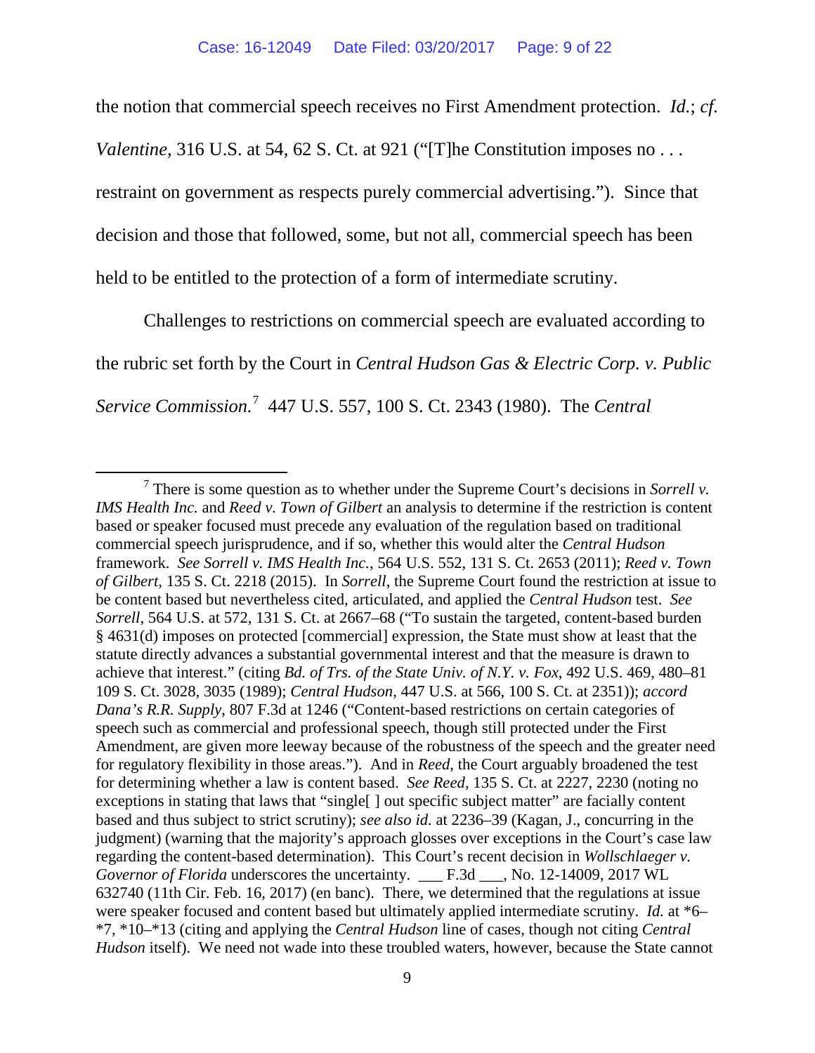the notion that commercial speech receives no First Amendment protection. *Id.*; *cf. Valentine*, 316 U.S. at 54, 62 S. Ct. at 921 ("[T]he Constitution imposes no . . . restraint on government as respects purely commercial advertising."). Since that decision and those that followed, some, but not all, commercial speech has been held to be entitled to the protection of a form of intermediate scrutiny.

Challenges to restrictions on commercial speech are evaluated according to the rubric set forth by the Court in *Central Hudson Gas & Electric Corp. v. Public Service Commission.*[7] 447 U.S. 557, 100 S. Ct. 2343 (1980). The *Central*

---

[7] There is some question as to whether under the Supreme Court's decisions in *Sorrell v. IMS Health Inc.* and *Reed v. Town of Gilbert* an analysis to determine if the restriction is content based or speaker focused must precede any evaluation of the regulation based on traditional commercial speech jurisprudence, and if so, whether this would alter the *Central Hudson* framework. *See Sorrell v. IMS Health Inc.*, 564 U.S. 552, 131 S. Ct. 2653 (2011); *Reed v. Town of Gilbert*, 135 S. Ct. 2218 (2015). In *Sorrell*, the Supreme Court found the restriction at issue to be content based but nevertheless cited, articulated, and applied the *Central Hudson* test. *See Sorrell*, 564 U.S. at 572, 131 S. Ct. at 2667–68 ("To sustain the targeted, content-based burden § 4631(d) imposes on protected [commercial] expression, the State must show at least that the statute directly advances a substantial governmental interest and that the measure is drawn to achieve that interest." (citing *Bd. of Trs. of the State Univ. of N.Y. v. Fox*, 492 U.S. 469, 480–81 109 S. Ct. 3028, 3035 (1989); *Central Hudson*, 447 U.S. at 566, 100 S. Ct. at 2351)); *accord Dana's R.R. Supply*, 807 F.3d at 1246 ("Content-based restrictions on certain categories of speech such as commercial and professional speech, though still protected under the First Amendment, are given more leeway because of the robustness of the speech and the greater need for regulatory flexibility in those areas."). And in *Reed*, the Court arguably broadened the test for determining whether a law is content based. *See Reed*, 135 S. Ct. at 2227, 2230 (noting no exceptions in stating that laws that "single[ ] out specific subject matter" are facially content based and thus subject to strict scrutiny); *see also id.* at 2236–39 (Kagan, J., concurring in the judgment) (warning that the majority's approach glosses over exceptions in the Court's case law regarding the content-based determination). This Court's recent decision in *Wollschlaeger v. Governor of Florida* underscores the uncertainty. ___ F.3d ___, No. 12-14009, 2017 WL 632740 (11th Cir. Feb. 16, 2017) (en banc). There, we determined that the regulations at issue were speaker focused and content based but ultimately applied intermediate scrutiny. *Id.* at \*6–\*7, \*10–\*13 (citing and applying the *Central Hudson* line of cases, though not citing *Central Hudson* itself). We need not wade into these troubled waters, however, because the State cannot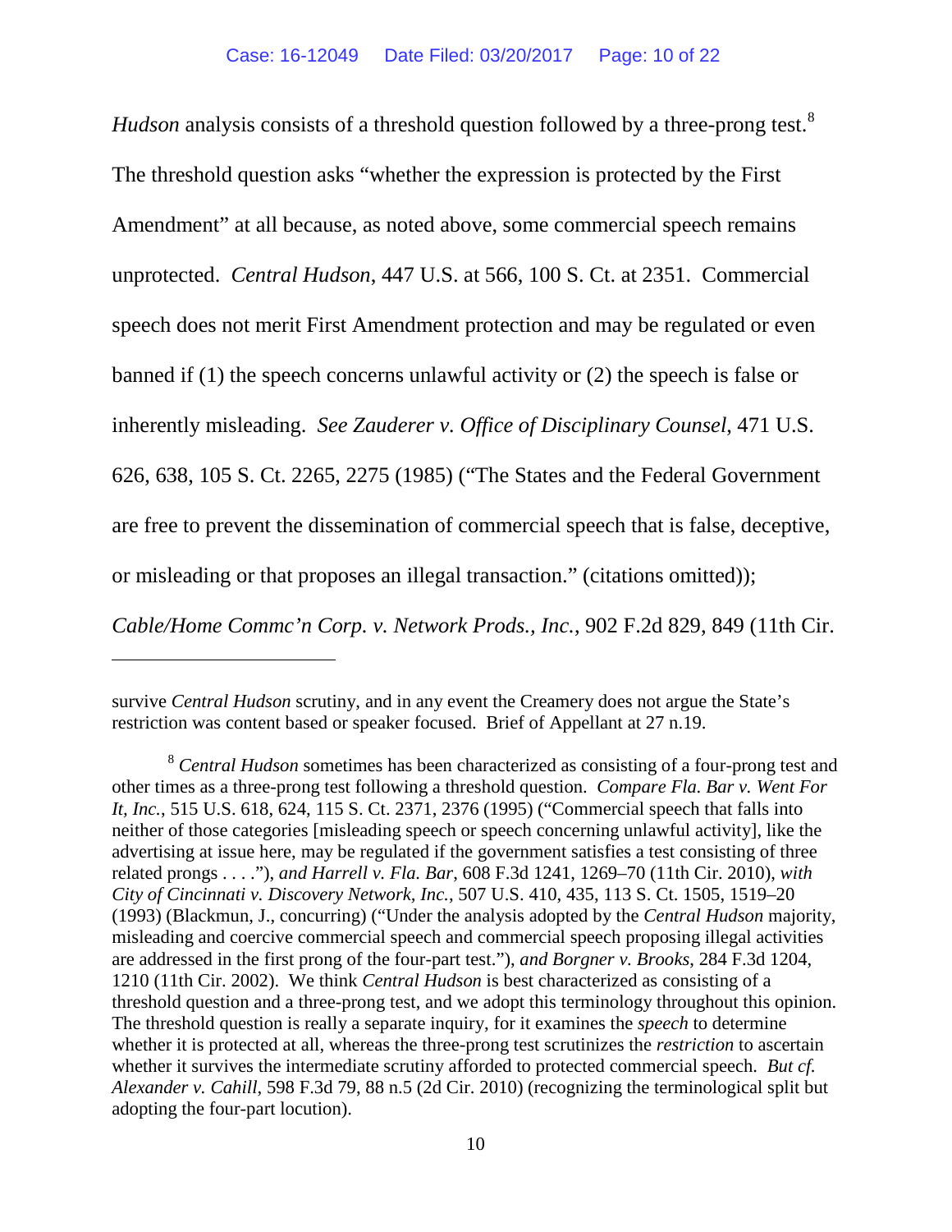*Hudson* analysis consists of a threshold question followed by a three-prong test.[8] The threshold question asks "whether the expression is protected by the First Amendment" at all because, as noted above, some commercial speech remains unprotected. *Central Hudson*, 447 U.S. at 566, 100 S. Ct. at 2351. Commercial speech does not merit First Amendment protection and may be regulated or even banned if (1) the speech concerns unlawful activity or (2) the speech is false or inherently misleading. *See Zauderer v. Office of Disciplinary Counsel*, 471 U.S. 626, 638, 105 S. Ct. 2265, 2275 (1985) ("The States and the Federal Government are free to prevent the dissemination of commercial speech that is false, deceptive, or misleading or that proposes an illegal transaction." (citations omitted)); *Cable/Home Commc'n Corp. v. Network Prods., Inc.*, 902 F.2d 829, 849 (11th Cir.

---

survive *Central Hudson* scrutiny, and in any event the Creamery does not argue the State's restriction was content based or speaker focused. Brief of Appellant at 27 n.19.

[8] *Central Hudson* sometimes has been characterized as consisting of a four-prong test and other times as a three-prong test following a threshold question. *Compare Fla. Bar v. Went For It, Inc.*, 515 U.S. 618, 624, 115 S. Ct. 2371, 2376 (1995) ("Commercial speech that falls into neither of those categories [misleading speech or speech concerning unlawful activity], like the advertising at issue here, may be regulated if the government satisfies a test consisting of three related prongs . . . ."), *and Harrell v. Fla. Bar*, 608 F.3d 1241, 1269–70 (11th Cir. 2010), *with City of Cincinnati v. Discovery Network, Inc.*, 507 U.S. 410, 435, 113 S. Ct. 1505, 1519–20 (1993) (Blackmun, J., concurring) ("Under the analysis adopted by the *Central Hudson* majority, misleading and coercive commercial speech and commercial speech proposing illegal activities are addressed in the first prong of the four-part test."), *and Borgner v. Brooks*, 284 F.3d 1204, 1210 (11th Cir. 2002). We think *Central Hudson* is best characterized as consisting of a threshold question and a three-prong test, and we adopt this terminology throughout this opinion. The threshold question is really a separate inquiry, for it examines the *speech* to determine whether it is protected at all, whereas the three-prong test scrutinizes the *restriction* to ascertain whether it survives the intermediate scrutiny afforded to protected commercial speech. *But cf. Alexander v. Cahill*, 598 F.3d 79, 88 n.5 (2d Cir. 2010) (recognizing the terminological split but adopting the four-part locution).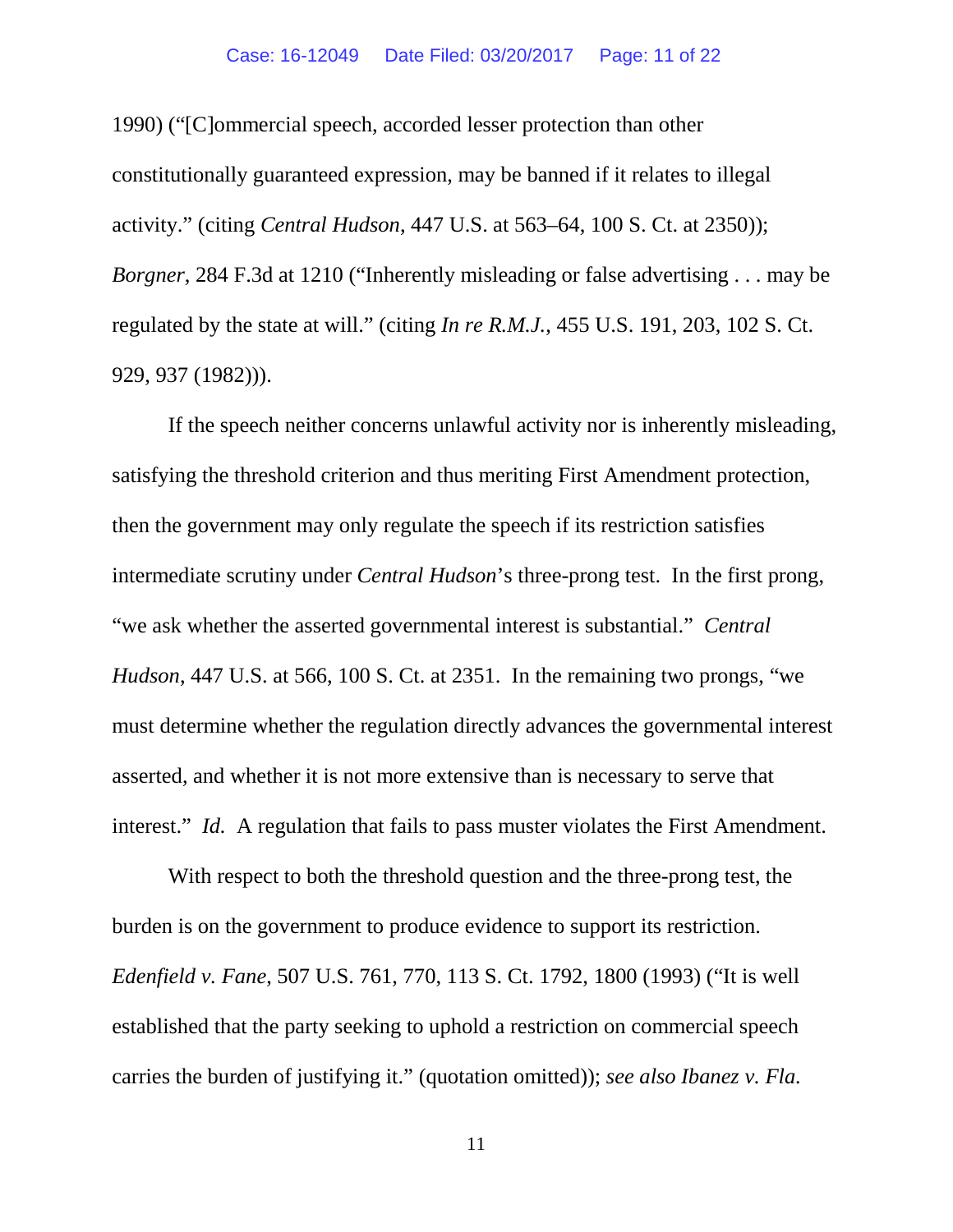1990) ("[C]ommercial speech, accorded lesser protection than other constitutionally guaranteed expression, may be banned if it relates to illegal activity." (citing *Central Hudson*, 447 U.S. at 563–64, 100 S. Ct. at 2350)); *Borgner*, 284 F.3d at 1210 ("Inherently misleading or false advertising . . . may be regulated by the state at will." (citing *In re R.M.J.*, 455 U.S. 191, 203, 102 S. Ct. 929, 937 (1982))).

If the speech neither concerns unlawful activity nor is inherently misleading, satisfying the threshold criterion and thus meriting First Amendment protection, then the government may only regulate the speech if its restriction satisfies intermediate scrutiny under *Central Hudson*'s three-prong test. In the first prong, "we ask whether the asserted governmental interest is substantial." *Central Hudson*, 447 U.S. at 566, 100 S. Ct. at 2351. In the remaining two prongs, "we must determine whether the regulation directly advances the governmental interest asserted, and whether it is not more extensive than is necessary to serve that interest." *Id.* A regulation that fails to pass muster violates the First Amendment.

With respect to both the threshold question and the three-prong test, the burden is on the government to produce evidence to support its restriction. *Edenfield v. Fane*, 507 U.S. 761, 770, 113 S. Ct. 1792, 1800 (1993) ("It is well established that the party seeking to uphold a restriction on commercial speech carries the burden of justifying it." (quotation omitted)); *see also Ibanez v. Fla.*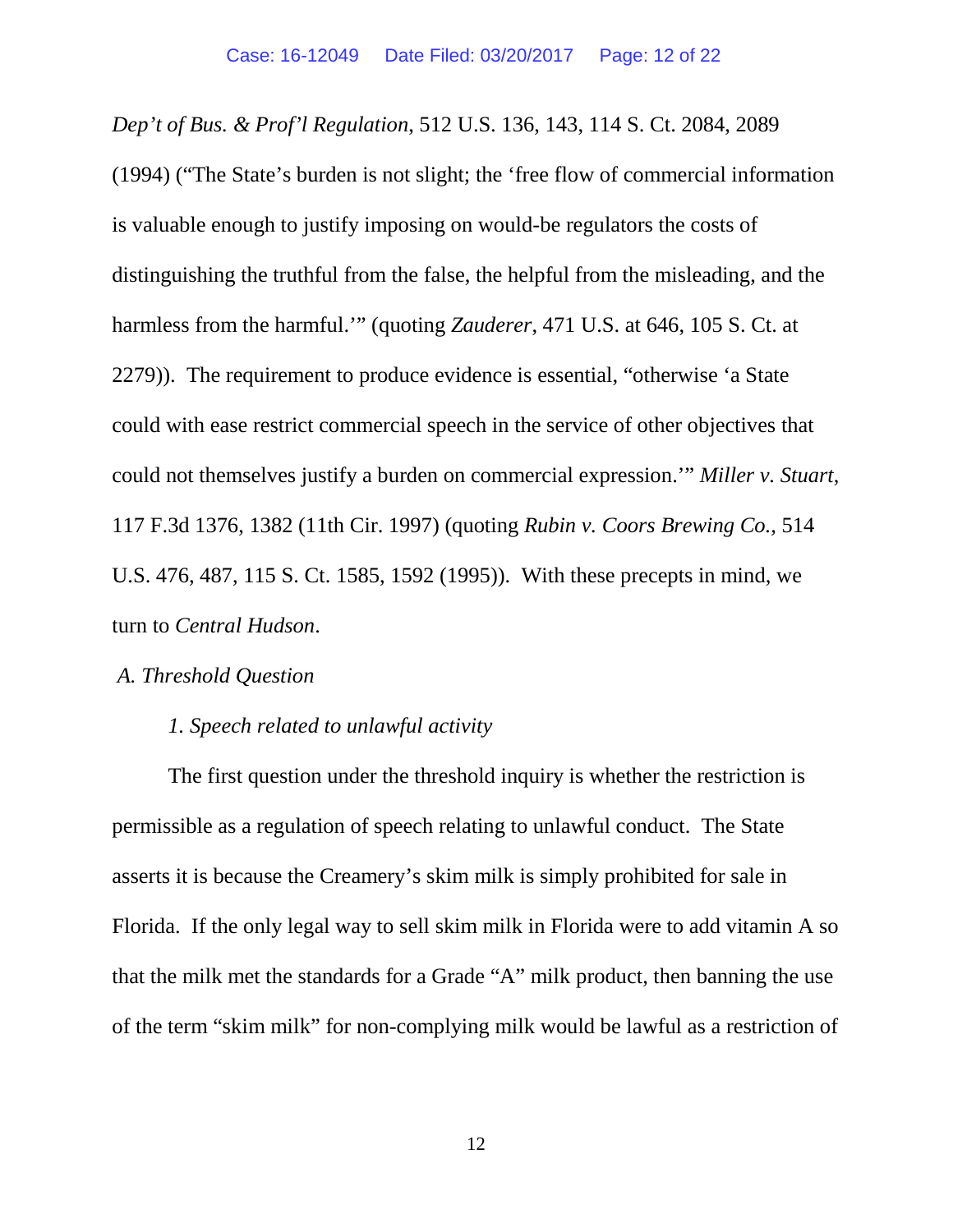*Dep't of Bus. & Prof'l Regulation*, 512 U.S. 136, 143, 114 S. Ct. 2084, 2089 (1994) ("The State's burden is not slight; the 'free flow of commercial information is valuable enough to justify imposing on would-be regulators the costs of distinguishing the truthful from the false, the helpful from the misleading, and the harmless from the harmful.'" (quoting *Zauderer*, 471 U.S. at 646, 105 S. Ct. at 2279)). The requirement to produce evidence is essential, "otherwise 'a State could with ease restrict commercial speech in the service of other objectives that could not themselves justify a burden on commercial expression.'" *Miller v. Stuart*, 117 F.3d 1376, 1382 (11th Cir. 1997) (quoting *Rubin v. Coors Brewing Co.*, 514 U.S. 476, 487, 115 S. Ct. 1585, 1592 (1995)). With these precepts in mind, we turn to *Central Hudson*.

### *A. Threshold Question*

#### *1. Speech related to unlawful activity*

The first question under the threshold inquiry is whether the restriction is permissible as a regulation of speech relating to unlawful conduct. The State asserts it is because the Creamery's skim milk is simply prohibited for sale in Florida. If the only legal way to sell skim milk in Florida were to add vitamin A so that the milk met the standards for a Grade "A" milk product, then banning the use of the term "skim milk" for non-complying milk would be lawful as a restriction of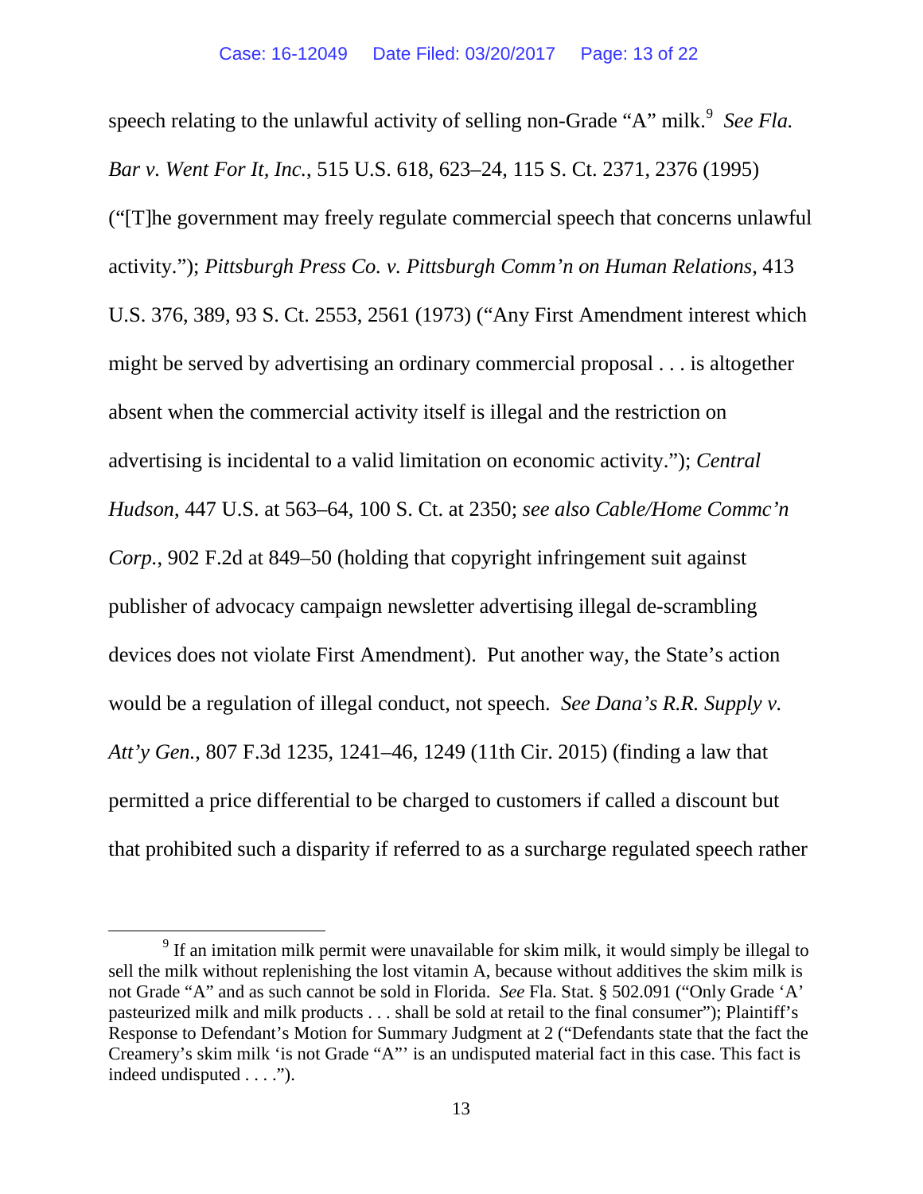speech relating to the unlawful activity of selling non-Grade "A" milk.[9] *See Fla. Bar v. Went For It, Inc.*, 515 U.S. 618, 623–24, 115 S. Ct. 2371, 2376 (1995) ("[T]he government may freely regulate commercial speech that concerns unlawful activity."); *Pittsburgh Press Co. v. Pittsburgh Comm'n on Human Relations*, 413 U.S. 376, 389, 93 S. Ct. 2553, 2561 (1973) ("Any First Amendment interest which might be served by advertising an ordinary commercial proposal . . . is altogether absent when the commercial activity itself is illegal and the restriction on advertising is incidental to a valid limitation on economic activity."); *Central Hudson*, 447 U.S. at 563–64, 100 S. Ct. at 2350; *see also Cable/Home Commc'n Corp.*, 902 F.2d at 849–50 (holding that copyright infringement suit against publisher of advocacy campaign newsletter advertising illegal de-scrambling devices does not violate First Amendment). Put another way, the State's action would be a regulation of illegal conduct, not speech. *See Dana's R.R. Supply v. Att'y Gen.*, 807 F.3d 1235, 1241–46, 1249 (11th Cir. 2015) (finding a law that permitted a price differential to be charged to customers if called a discount but that prohibited such a disparity if referred to as a surcharge regulated speech rather

---

[9] If an imitation milk permit were unavailable for skim milk, it would simply be illegal to sell the milk without replenishing the lost vitamin A, because without additives the skim milk is not Grade "A" and as such cannot be sold in Florida. *See* Fla. Stat. § 502.091 ("Only Grade 'A' pasteurized milk and milk products . . . shall be sold at retail to the final consumer"); Plaintiff's Response to Defendant's Motion for Summary Judgment at 2 ("Defendants state that the fact the Creamery's skim milk 'is not Grade "A"' is an undisputed material fact in this case. This fact is indeed undisputed . . . .").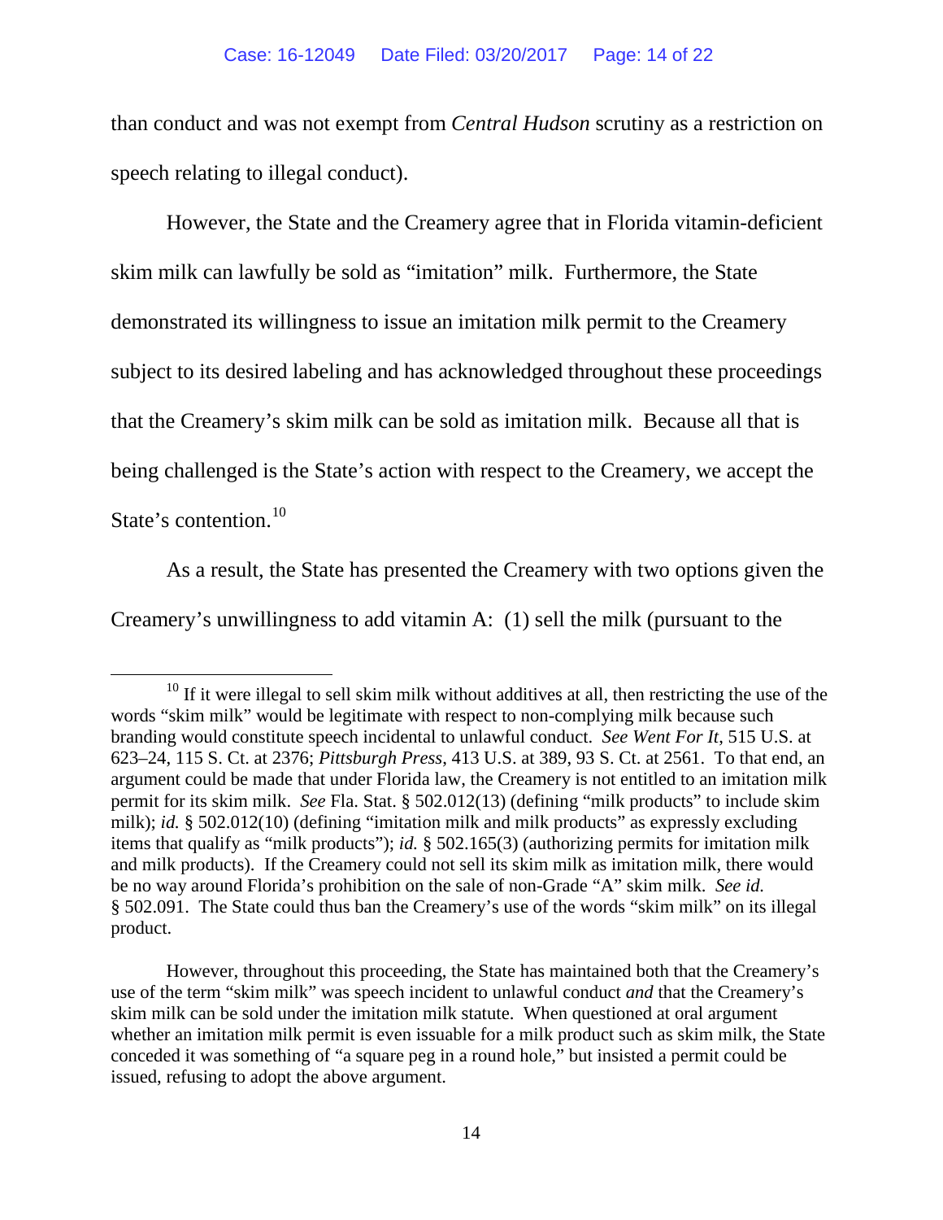than conduct and was not exempt from *Central Hudson* scrutiny as a restriction on speech relating to illegal conduct).

However, the State and the Creamery agree that in Florida vitamin-deficient skim milk can lawfully be sold as "imitation" milk. Furthermore, the State demonstrated its willingness to issue an imitation milk permit to the Creamery subject to its desired labeling and has acknowledged throughout these proceedings that the Creamery's skim milk can be sold as imitation milk. Because all that is being challenged is the State's action with respect to the Creamery, we accept the State's contention.[10]

As a result, the State has presented the Creamery with two options given the Creamery's unwillingness to add vitamin A: (1) sell the milk (pursuant to the

---

[10] If it were illegal to sell skim milk without additives at all, then restricting the use of the words "skim milk" would be legitimate with respect to non-complying milk because such branding would constitute speech incidental to unlawful conduct. *See Went For It*, 515 U.S. at 623–24, 115 S. Ct. at 2376; *Pittsburgh Press*, 413 U.S. at 389, 93 S. Ct. at 2561. To that end, an argument could be made that under Florida law, the Creamery is not entitled to an imitation milk permit for its skim milk. *See* Fla. Stat. § 502.012(13) (defining "milk products" to include skim milk); *id.* § 502.012(10) (defining "imitation milk and milk products" as expressly excluding items that qualify as "milk products"); *id.* § 502.165(3) (authorizing permits for imitation milk and milk products). If the Creamery could not sell its skim milk as imitation milk, there would be no way around Florida's prohibition on the sale of non-Grade "A" skim milk. *See id.* § 502.091. The State could thus ban the Creamery's use of the words "skim milk" on its illegal product.

However, throughout this proceeding, the State has maintained both that the Creamery's use of the term "skim milk" was speech incident to unlawful conduct *and* that the Creamery's skim milk can be sold under the imitation milk statute. When questioned at oral argument whether an imitation milk permit is even issuable for a milk product such as skim milk, the State conceded it was something of "a square peg in a round hole," but insisted a permit could be issued, refusing to adopt the above argument.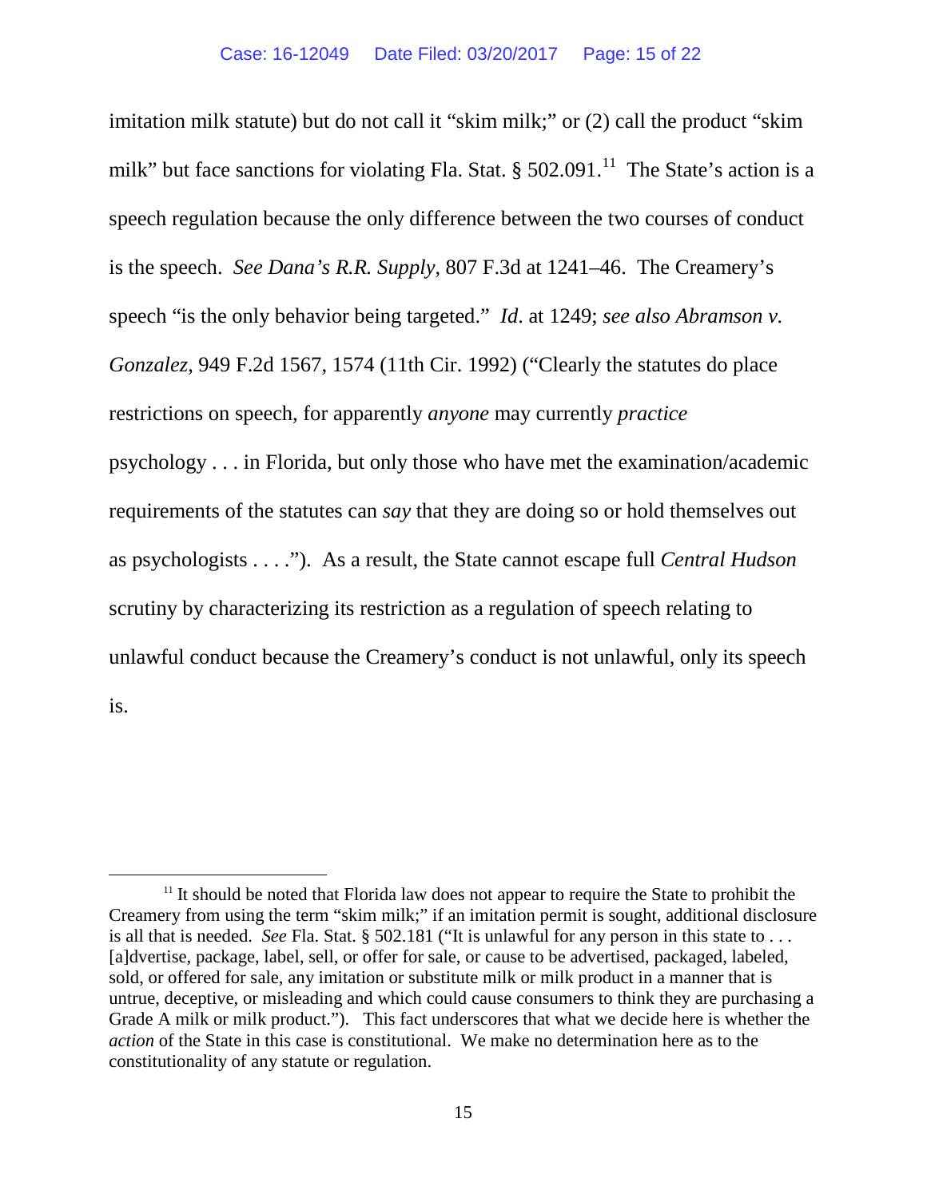imitation milk statute) but do not call it "skim milk;" or (2) call the product "skim milk" but face sanctions for violating Fla. Stat. § 502.091.[11] The State's action is a speech regulation because the only difference between the two courses of conduct is the speech. *See Dana's R.R. Supply*, 807 F.3d at 1241–46. The Creamery's speech "is the only behavior being targeted." *Id.* at 1249; *see also Abramson v. Gonzalez*, 949 F.2d 1567, 1574 (11th Cir. 1992) ("Clearly the statutes do place restrictions on speech, for apparently *anyone* may currently *practice* psychology . . . in Florida, but only those who have met the examination/academic requirements of the statutes can *say* that they are doing so or hold themselves out as psychologists . . . ."). As a result, the State cannot escape full *Central Hudson* scrutiny by characterizing its restriction as a regulation of speech relating to unlawful conduct because the Creamery's conduct is not unlawful, only its speech is.

---

[11] It should be noted that Florida law does not appear to require the State to prohibit the Creamery from using the term "skim milk;" if an imitation permit is sought, additional disclosure is all that is needed. *See* Fla. Stat. § 502.181 ("It is unlawful for any person in this state to . . . [a]dvertise, package, label, sell, or offer for sale, or cause to be advertised, packaged, labeled, sold, or offered for sale, any imitation or substitute milk or milk product in a manner that is untrue, deceptive, or misleading and which could cause consumers to think they are purchasing a Grade A milk or milk product."). This fact underscores that what we decide here is whether the *action* of the State in this case is constitutional. We make no determination here as to the constitutionality of any statute or regulation.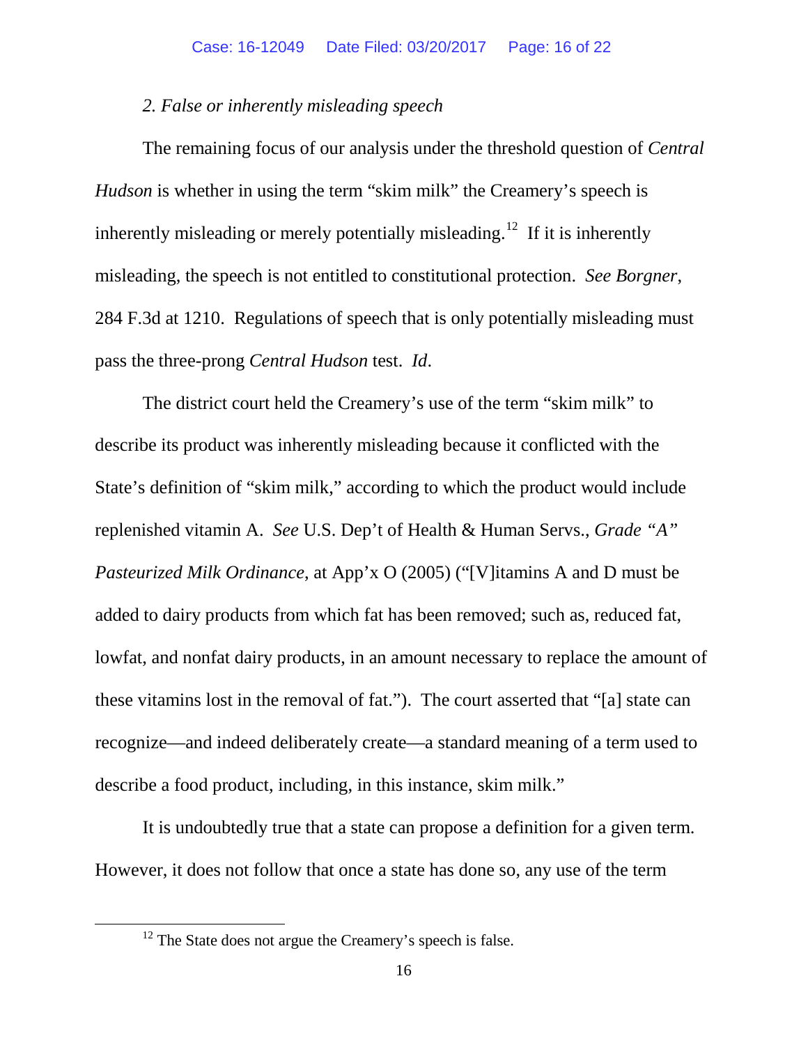*2. False or inherently misleading speech*

The remaining focus of our analysis under the threshold question of *Central Hudson* is whether in using the term "skim milk" the Creamery's speech is inherently misleading or merely potentially misleading.[12] If it is inherently misleading, the speech is not entitled to constitutional protection. *See Borgner*, 284 F.3d at 1210. Regulations of speech that is only potentially misleading must pass the three-prong *Central Hudson* test. *Id*.

The district court held the Creamery's use of the term "skim milk" to describe its product was inherently misleading because it conflicted with the State's definition of "skim milk," according to which the product would include replenished vitamin A. *See* U.S. Dep't of Health & Human Servs., *Grade "A" Pasteurized Milk Ordinance*, at App'x O (2005) ("[V]itamins A and D must be added to dairy products from which fat has been removed; such as, reduced fat, lowfat, and nonfat dairy products, in an amount necessary to replace the amount of these vitamins lost in the removal of fat."). The court asserted that "[a] state can recognize—and indeed deliberately create—a standard meaning of a term used to describe a food product, including, in this instance, skim milk."

It is undoubtedly true that a state can propose a definition for a given term. However, it does not follow that once a state has done so, any use of the term

---

[12] The State does not argue the Creamery's speech is false.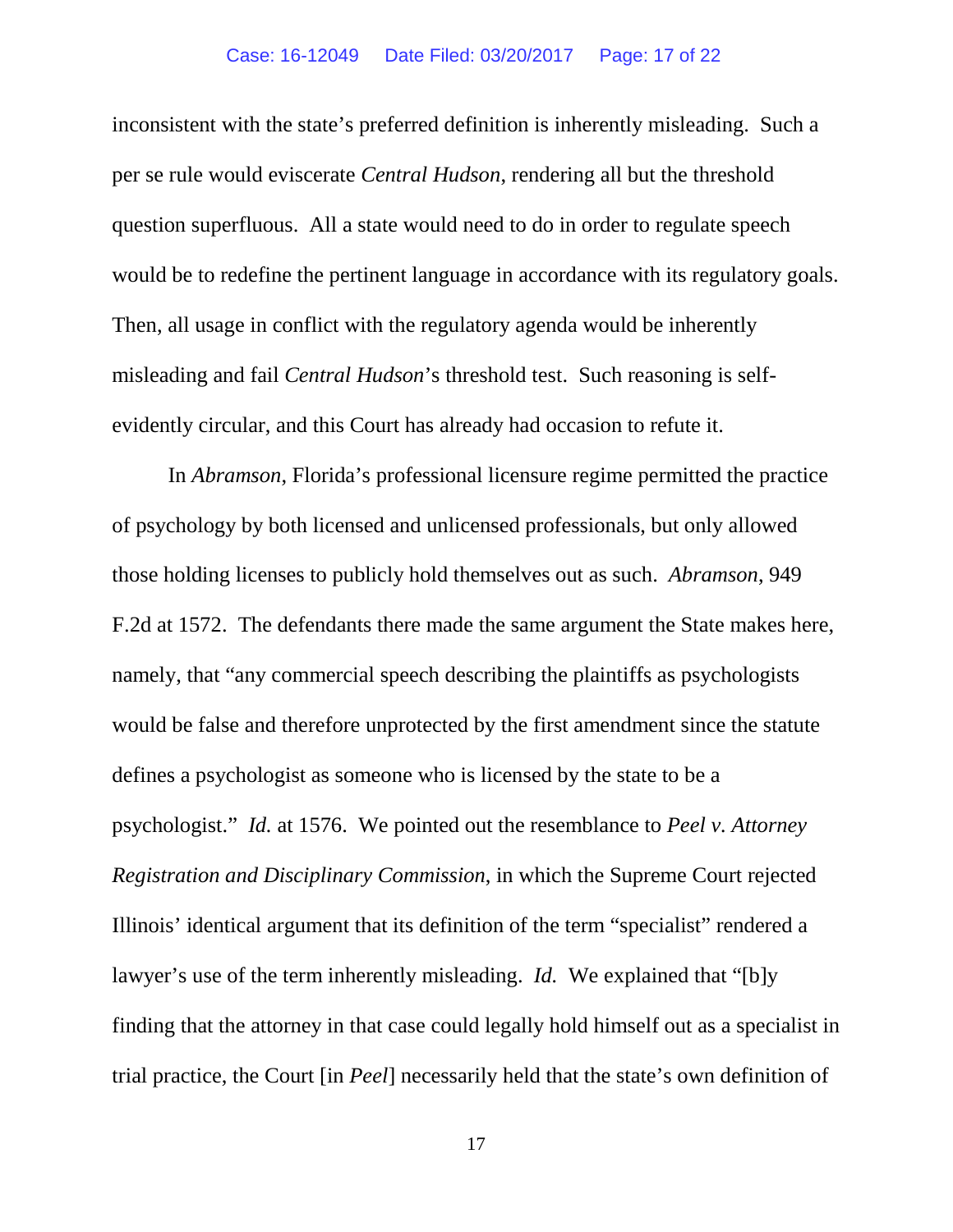inconsistent with the state's preferred definition is inherently misleading. Such a per se rule would eviscerate *Central Hudson*, rendering all but the threshold question superfluous. All a state would need to do in order to regulate speech would be to redefine the pertinent language in accordance with its regulatory goals. Then, all usage in conflict with the regulatory agenda would be inherently misleading and fail *Central Hudson*'s threshold test. Such reasoning is self-evidently circular, and this Court has already had occasion to refute it.

In *Abramson*, Florida's professional licensure regime permitted the practice of psychology by both licensed and unlicensed professionals, but only allowed those holding licenses to publicly hold themselves out as such. *Abramson*, 949 F.2d at 1572. The defendants there made the same argument the State makes here, namely, that "any commercial speech describing the plaintiffs as psychologists would be false and therefore unprotected by the first amendment since the statute defines a psychologist as someone who is licensed by the state to be a psychologist." *Id.* at 1576. We pointed out the resemblance to *Peel v. Attorney Registration and Disciplinary Commission*, in which the Supreme Court rejected Illinois' identical argument that its definition of the term "specialist" rendered a lawyer's use of the term inherently misleading. *Id.* We explained that "[b]y finding that the attorney in that case could legally hold himself out as a specialist in trial practice, the Court [in *Peel*] necessarily held that the state's own definition of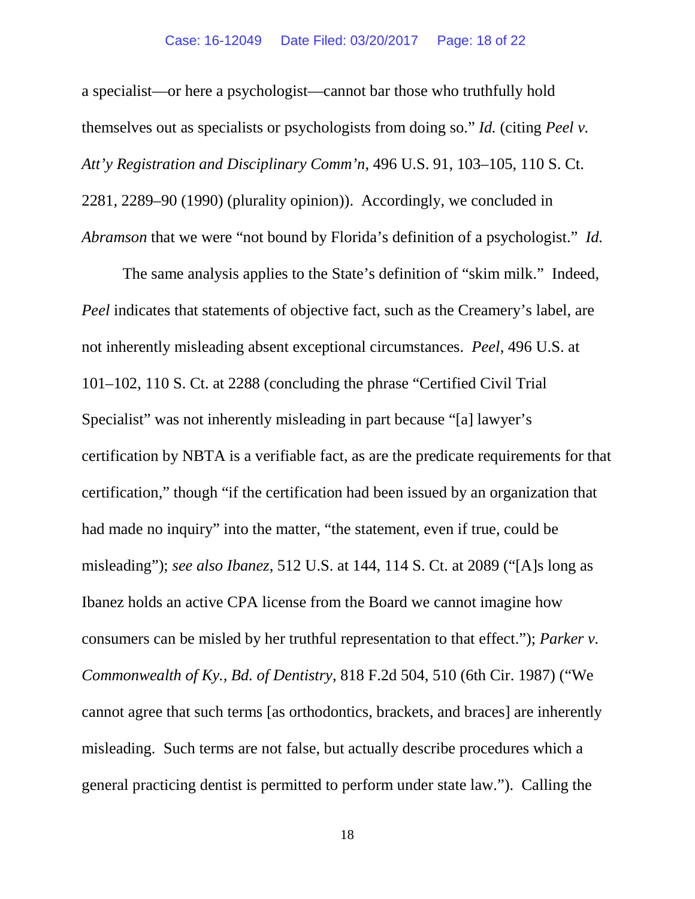a specialist—or here a psychologist—cannot bar those who truthfully hold themselves out as specialists or psychologists from doing so." *Id.* (citing *Peel v. Att'y Registration and Disciplinary Comm'n*, 496 U.S. 91, 103–105, 110 S. Ct. 2281, 2289–90 (1990) (plurality opinion)). Accordingly, we concluded in *Abramson* that we were "not bound by Florida's definition of a psychologist." *Id.*

The same analysis applies to the State's definition of "skim milk." Indeed, *Peel* indicates that statements of objective fact, such as the Creamery's label, are not inherently misleading absent exceptional circumstances. *Peel*, 496 U.S. at 101–102, 110 S. Ct. at 2288 (concluding the phrase "Certified Civil Trial Specialist" was not inherently misleading in part because "[a] lawyer's certification by NBTA is a verifiable fact, as are the predicate requirements for that certification," though "if the certification had been issued by an organization that had made no inquiry" into the matter, "the statement, even if true, could be misleading"); *see also Ibanez*, 512 U.S. at 144, 114 S. Ct. at 2089 ("[A]s long as Ibanez holds an active CPA license from the Board we cannot imagine how consumers can be misled by her truthful representation to that effect."); *Parker v. Commonwealth of Ky., Bd. of Dentistry*, 818 F.2d 504, 510 (6th Cir. 1987) ("We cannot agree that such terms [as orthodontics, brackets, and braces] are inherently misleading. Such terms are not false, but actually describe procedures which a general practicing dentist is permitted to perform under state law."). Calling the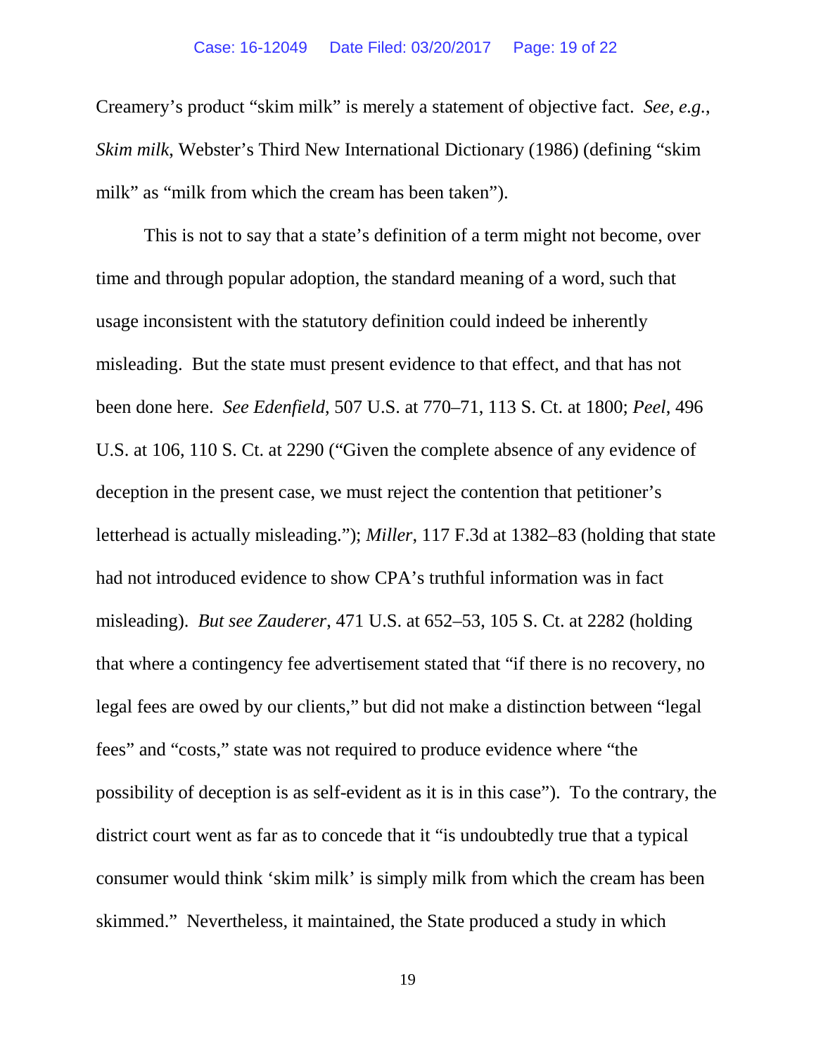Creamery's product "skim milk" is merely a statement of objective fact. *See, e.g.*, *Skim milk*, Webster's Third New International Dictionary (1986) (defining "skim milk" as "milk from which the cream has been taken").

This is not to say that a state's definition of a term might not become, over time and through popular adoption, the standard meaning of a word, such that usage inconsistent with the statutory definition could indeed be inherently misleading. But the state must present evidence to that effect, and that has not been done here. *See Edenfield*, 507 U.S. at 770–71, 113 S. Ct. at 1800; *Peel*, 496 U.S. at 106, 110 S. Ct. at 2290 ("Given the complete absence of any evidence of deception in the present case, we must reject the contention that petitioner's letterhead is actually misleading."); *Miller*, 117 F.3d at 1382–83 (holding that state had not introduced evidence to show CPA's truthful information was in fact misleading). *But see Zauderer*, 471 U.S. at 652–53, 105 S. Ct. at 2282 (holding that where a contingency fee advertisement stated that "if there is no recovery, no legal fees are owed by our clients," but did not make a distinction between "legal fees" and "costs," state was not required to produce evidence where "the possibility of deception is as self-evident as it is in this case"). To the contrary, the district court went as far as to concede that it "is undoubtedly true that a typical consumer would think 'skim milk' is simply milk from which the cream has been skimmed." Nevertheless, it maintained, the State produced a study in which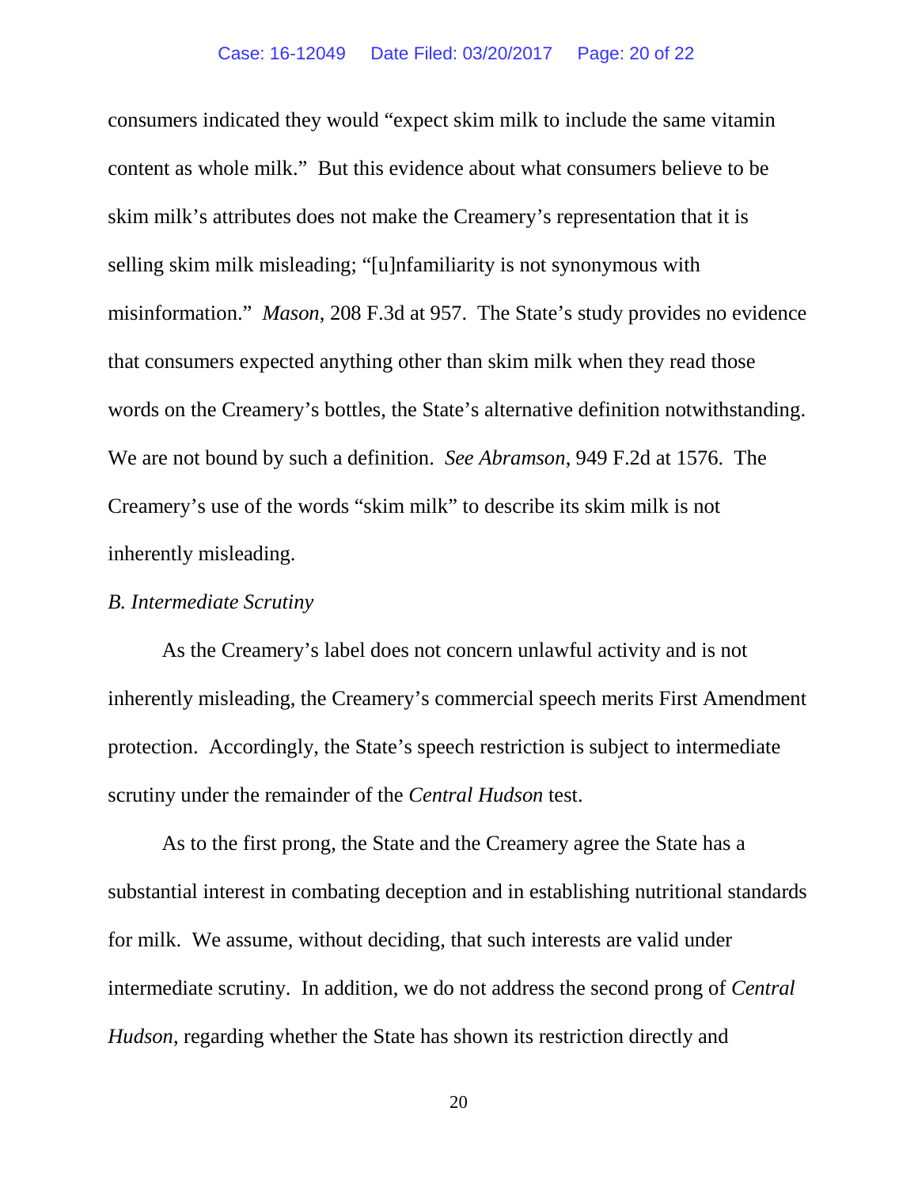consumers indicated they would "expect skim milk to include the same vitamin content as whole milk." But this evidence about what consumers believe to be skim milk's attributes does not make the Creamery's representation that it is selling skim milk misleading; "[u]nfamiliarity is not synonymous with misinformation." *Mason*, 208 F.3d at 957. The State's study provides no evidence that consumers expected anything other than skim milk when they read those words on the Creamery's bottles, the State's alternative definition notwithstanding. We are not bound by such a definition. *See Abramson*, 949 F.2d at 1576. The Creamery's use of the words "skim milk" to describe its skim milk is not inherently misleading.

*B. Intermediate Scrutiny*

As the Creamery's label does not concern unlawful activity and is not inherently misleading, the Creamery's commercial speech merits First Amendment protection. Accordingly, the State's speech restriction is subject to intermediate scrutiny under the remainder of the *Central Hudson* test.

As to the first prong, the State and the Creamery agree the State has a substantial interest in combating deception and in establishing nutritional standards for milk. We assume, without deciding, that such interests are valid under intermediate scrutiny. In addition, we do not address the second prong of *Central Hudson*, regarding whether the State has shown its restriction directly and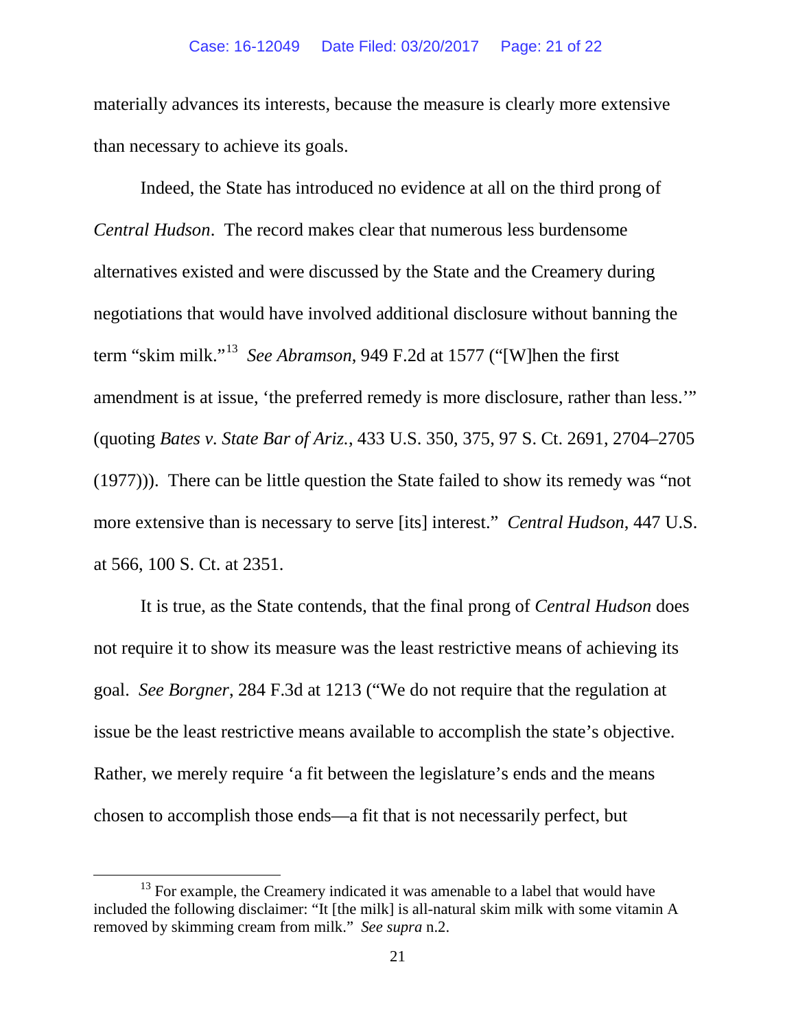materially advances its interests, because the measure is clearly more extensive than necessary to achieve its goals.

Indeed, the State has introduced no evidence at all on the third prong of *Central Hudson*. The record makes clear that numerous less burdensome alternatives existed and were discussed by the State and the Creamery during negotiations that would have involved additional disclosure without banning the term "skim milk."[13] *See Abramson*, 949 F.2d at 1577 ("[W]hen the first amendment is at issue, 'the preferred remedy is more disclosure, rather than less.'" (quoting *Bates v. State Bar of Ariz.*, 433 U.S. 350, 375, 97 S. Ct. 2691, 2704–2705 (1977))). There can be little question the State failed to show its remedy was "not more extensive than is necessary to serve [its] interest." *Central Hudson*, 447 U.S. at 566, 100 S. Ct. at 2351.

It is true, as the State contends, that the final prong of *Central Hudson* does not require it to show its measure was the least restrictive means of achieving its goal. *See Borgner*, 284 F.3d at 1213 ("We do not require that the regulation at issue be the least restrictive means available to accomplish the state's objective. Rather, we merely require 'a fit between the legislature's ends and the means chosen to accomplish those ends—a fit that is not necessarily perfect, but

---

[13] For example, the Creamery indicated it was amenable to a label that would have included the following disclaimer: "It [the milk] is all-natural skim milk with some vitamin A removed by skimming cream from milk." *See supra* n.2.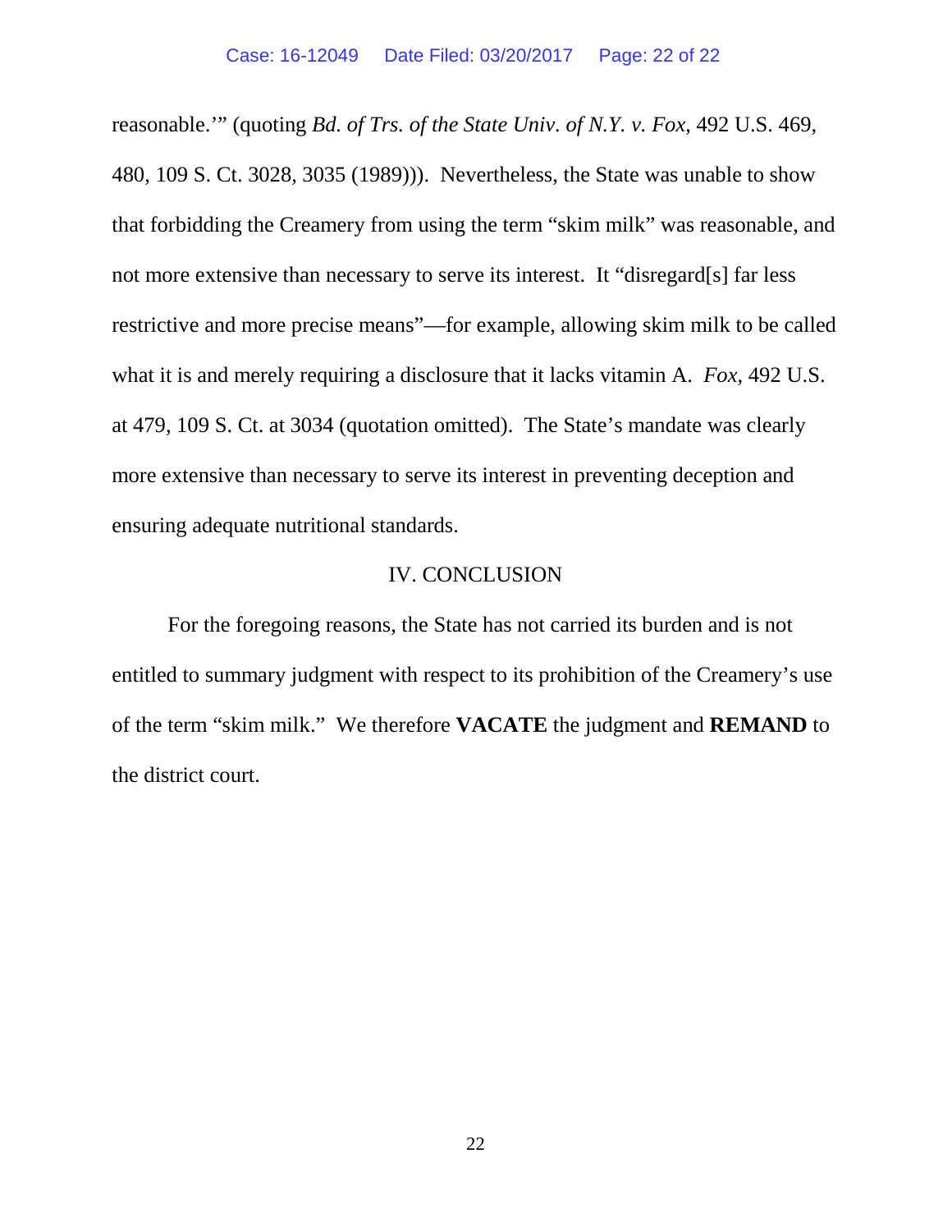reasonable.'" (quoting *Bd. of Trs. of the State Univ. of N.Y. v. Fox*, 492 U.S. 469, 480, 109 S. Ct. 3028, 3035 (1989))). Nevertheless, the State was unable to show that forbidding the Creamery from using the term "skim milk" was reasonable, and not more extensive than necessary to serve its interest. It "disregard[s] far less restrictive and more precise means"—for example, allowing skim milk to be called what it is and merely requiring a disclosure that it lacks vitamin A. *Fox*, 492 U.S. at 479, 109 S. Ct. at 3034 (quotation omitted). The State's mandate was clearly more extensive than necessary to serve its interest in preventing deception and ensuring adequate nutritional standards.

## IV. CONCLUSION

For the foregoing reasons, the State has not carried its burden and is not entitled to summary judgment with respect to its prohibition of the Creamery's use of the term "skim milk." We therefore **VACATE** the judgment and **REMAND** to the district court.